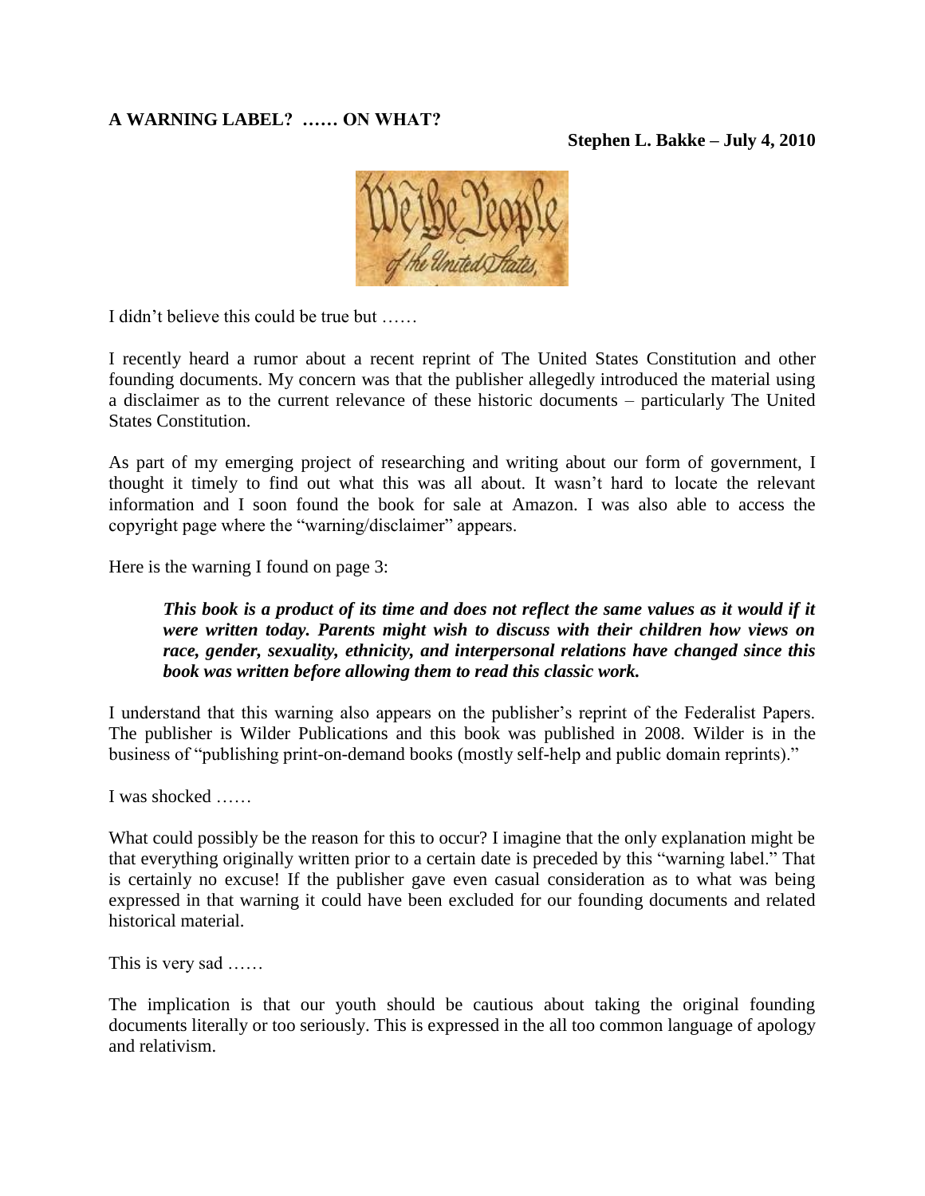**A WARNING LABEL? …… ON WHAT?**

**Stephen L. Bakke – July 4, 2010**

I didn't believe this could be true but ……

I recently heard a rumor about a recent reprint of The United States Constitution and other founding documents. My concern was that the publisher allegedly introduced the material using a disclaimer as to the current relevance of these historic documents – particularly The United States Constitution.

As part of my emerging project of researching and writing about our form of government, I thought it timely to find out what this was all about. It wasn't hard to locate the relevant information and I soon found the book for sale at Amazon. I was also able to access the copyright page where the "warning/disclaimer" appears.

Here is the warning I found on page 3:

> ***This book is a product of its time and does not reflect the same values as it would if it were written today. Parents might wish to discuss with their children how views on race, gender, sexuality, ethnicity, and interpersonal relations have changed since this book was written before allowing them to read this classic work.***

I understand that this warning also appears on the publisher's reprint of the Federalist Papers. The publisher is Wilder Publications and this book was published in 2008. Wilder is in the business of "publishing print-on-demand books (mostly self-help and public domain reprints)."

I was shocked ……

What could possibly be the reason for this to occur? I imagine that the only explanation might be that everything originally written prior to a certain date is preceded by this "warning label." That is certainly no excuse! If the publisher gave even casual consideration as to what was being expressed in that warning it could have been excluded for our founding documents and related historical material.

This is very sad ……

The implication is that our youth should be cautious about taking the original founding documents literally or too seriously. This is expressed in the all too common language of apology and relativism.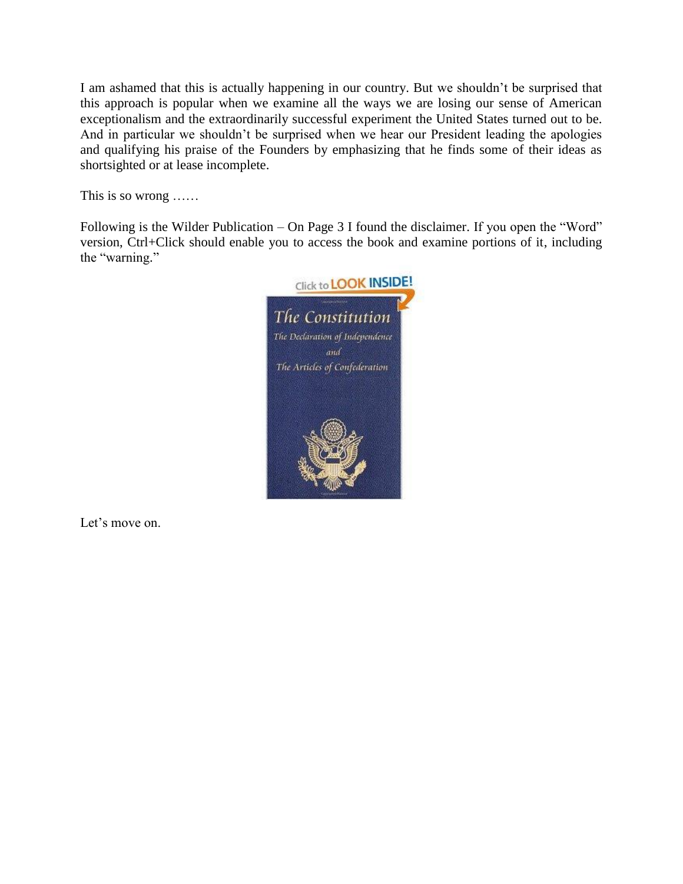I am ashamed that this is actually happening in our country. But we shouldn't be surprised that this approach is popular when we examine all the ways we are losing our sense of American exceptionalism and the extraordinarily successful experiment the United States turned out to be. And in particular we shouldn't be surprised when we hear our President leading the apologies and qualifying his praise of the Founders by emphasizing that he finds some of their ideas as shortsighted or at lease incomplete.

This is so wrong ……

Following is the Wilder Publication – On Page 3 I found the disclaimer. If you open the "Word" version, Ctrl+Click should enable you to access the book and examine portions of it, including the "warning."

Let's move on.